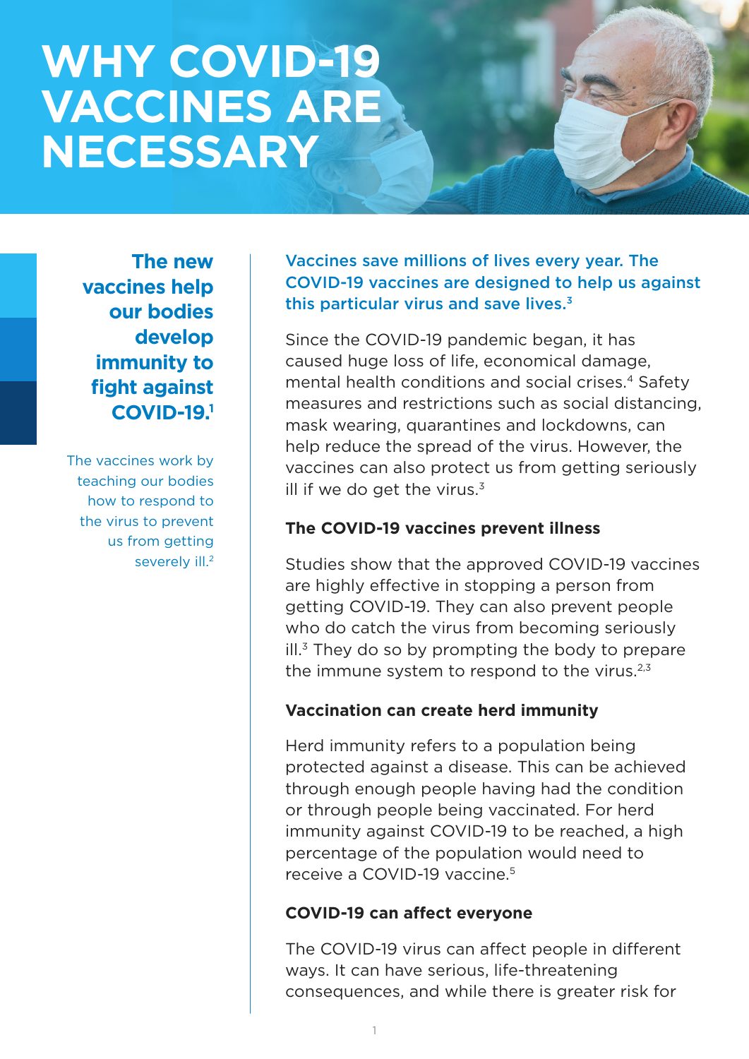# WHY COVID-19 VACCINES ARE NECESSARY

**The new vaccines help our bodies develop immunity to fight against COVID-19.**[1]

The vaccines work by teaching our bodies how to respond to the virus to prevent us from getting severely ill.[2]

Vaccines save millions of lives every year. The COVID-19 vaccines are designed to help us against this particular virus and save lives.[3]

Since the COVID-19 pandemic began, it has caused huge loss of life, economical damage, mental health conditions and social crises.[4] Safety measures and restrictions such as social distancing, mask wearing, quarantines and lockdowns, can help reduce the spread of the virus. However, the vaccines can also protect us from getting seriously ill if we do get the virus.[3]

### The COVID-19 vaccines prevent illness

Studies show that the approved COVID-19 vaccines are highly effective in stopping a person from getting COVID-19. They can also prevent people who do catch the virus from becoming seriously ill.[3] They do so by prompting the body to prepare the immune system to respond to the virus.[2,3]

### Vaccination can create herd immunity

Herd immunity refers to a population being protected against a disease. This can be achieved through enough people having had the condition or through people being vaccinated. For herd immunity against COVID-19 to be reached, a high percentage of the population would need to receive a COVID-19 vaccine.[5]

### COVID-19 can affect everyone

The COVID-19 virus can affect people in different ways. It can have serious, life-threatening consequences, and while there is greater risk for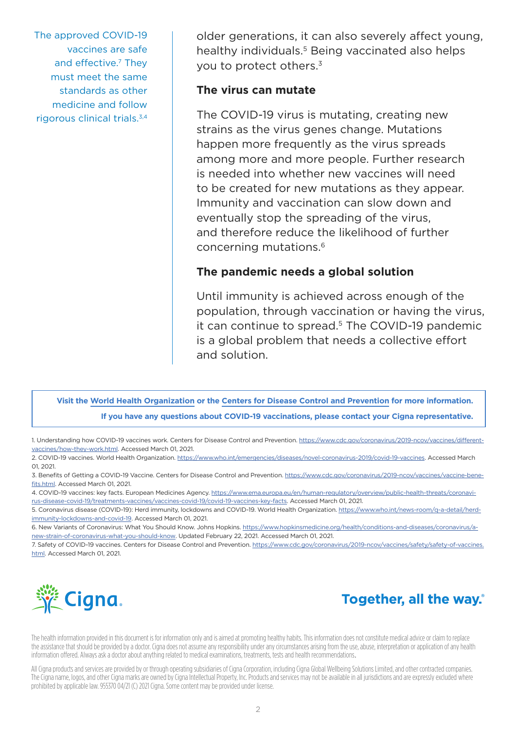The approved COVID-19 vaccines are safe and effective.[7] They must meet the same standards as other medicine and follow rigorous clinical trials.[3,4]

older generations, it can also severely affect young, healthy individuals.[5] Being vaccinated also helps you to protect others.[3]

### The virus can mutate

The COVID-19 virus is mutating, creating new strains as the virus genes change. Mutations happen more frequently as the virus spreads among more and more people. Further research is needed into whether new vaccines will need to be created for new mutations as they appear. Immunity and vaccination can slow down and eventually stop the spreading of the virus, and therefore reduce the likelihood of further concerning mutations.[6]

### The pandemic needs a global solution

Until immunity is achieved across enough of the population, through vaccination or having the virus, it can continue to spread.[5] The COVID-19 pandemic is a global problem that needs a collective effort and solution.

**Visit the World Health Organization or the Centers for Disease Control and Prevention for more information.**

**If you have any questions about COVID-19 vaccinations, please contact your Cigna representative.**

1. Understanding how COVID-19 vaccines work. Centers for Disease Control and Prevention. https://www.cdc.gov/coronavirus/2019-ncov/vaccines/different-vaccines/how-they-work.html. Accessed March 01, 2021.
2. COVID-19 vaccines. World Health Organization. https://www.who.int/emergencies/diseases/novel-coronavirus-2019/covid-19-vaccines. Accessed March 01, 2021.
3. Benefits of Getting a COVID-19 Vaccine. Centers for Disease Control and Prevention. https://www.cdc.gov/coronavirus/2019-ncov/vaccines/vaccine-benefits.html. Accessed March 01, 2021.
4. COVID-19 vaccines: key facts. European Medicines Agency. https://www.ema.europa.eu/en/human-regulatory/overview/public-health-threats/coronavirus-disease-covid-19/treatments-vaccines/vaccines-covid-19/covid-19-vaccines-key-facts. Accessed March 01, 2021.
5. Coronavirus disease (COVID-19): Herd immunity, lockdowns and COVID-19. World Health Organization. https://www.who.int/news-room/q-a-detail/herd-immunity-lockdowns-and-covid-19. Accessed March 01, 2021.
6. New Variants of Coronavirus: What You Should Know. Johns Hopkins. https://www.hopkinsmedicine.org/health/conditions-and-diseases/coronavirus/a-new-strain-of-coronavirus-what-you-should-know. Updated February 22, 2021. Accessed March 01, 2021.
7. Safety of COVID-19 vaccines. Centers for Disease Control and Prevention. https://www.cdc.gov/coronavirus/2019-ncov/vaccines/safety/safety-of-vaccines.html. Accessed March 01, 2021.

Cigna.

**Together, all the way.**®

The health information provided in this document is for information only and is aimed at promoting healthy habits. This information does not constitute medical advice or claim to replace the assistance that should be provided by a doctor. Cigna does not assume any responsibility under any circumstances arising from the use, abuse, interpretation or application of any health information offered. Always ask a doctor about anything related to medical examinations, treatments, tests and health recommendations.

All Cigna products and services are provided by or through operating subsidiaries of Cigna Corporation, including Cigna Global Wellbeing Solutions Limited, and other contracted companies. The Cigna name, logos, and other Cigna marks are owned by Cigna Intellectual Property, Inc. Products and services may not be available in all jurisdictions and are expressly excluded where prohibited by applicable law. 955370 04/21 (C) 2021 Cigna. Some content may be provided under license.